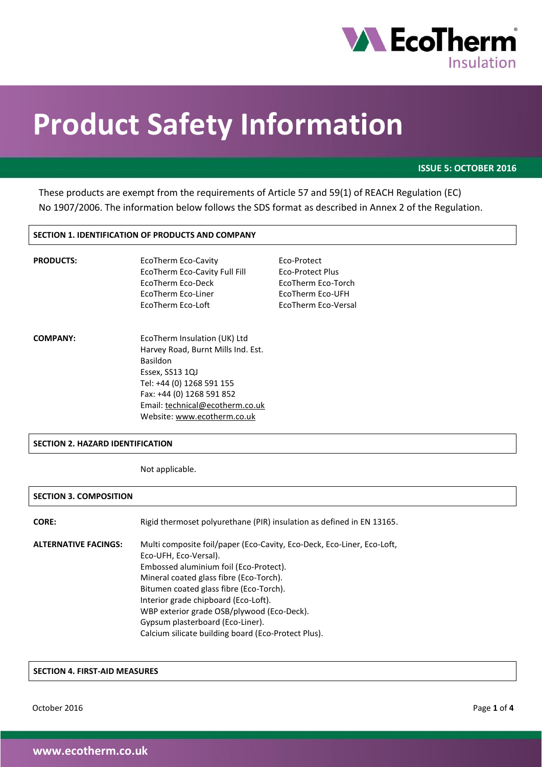# Product Safety Information

**ISSUE 5: OCTOBER 2016**

These products are exempt from the requirements of Article 57 and 59(1) of REACH Regulation (EC) No 1907/2006. The information below follows the SDS format as described in Annex 2 of the Regulation.

## SECTION 1. IDENTIFICATION OF PRODUCTS AND COMPANY

**PRODUCTS:**

- EcoTherm Eco-Cavity
- EcoTherm Eco-Cavity Full Fill
- EcoTherm Eco-Deck
- EcoTherm Eco-Liner
- EcoTherm Eco-Loft
- Eco-Protect
- Eco-Protect Plus
- EcoTherm Eco-Torch
- EcoTherm Eco-UFH
- EcoTherm Eco-Versal

**COMPANY:**

EcoTherm Insulation (UK) Ltd
Harvey Road, Burnt Mills Ind. Est.
Basildon
Essex, SS13 1QJ
Tel: +44 (0) 1268 591 155
Fax: +44 (0) 1268 591 852
Email: technical@ecotherm.co.uk
Website: www.ecotherm.co.uk

## SECTION 2. HAZARD IDENTIFICATION

Not applicable.

## SECTION 3. COMPOSITION

**CORE:** Rigid thermoset polyurethane (PIR) insulation as defined in EN 13165.

**ALTERNATIVE FACINGS:**

Multi composite foil/paper (Eco-Cavity, Eco-Deck, Eco-Liner, Eco-Loft, Eco-UFH, Eco-Versal).
Embossed aluminium foil (Eco-Protect).
Mineral coated glass fibre (Eco-Torch).
Bitumen coated glass fibre (Eco-Torch).
Interior grade chipboard (Eco-Loft).
WBP exterior grade OSB/plywood (Eco-Deck).
Gypsum plasterboard (Eco-Liner).
Calcium silicate building board (Eco-Protect Plus).

## SECTION 4. FIRST-AID MEASURES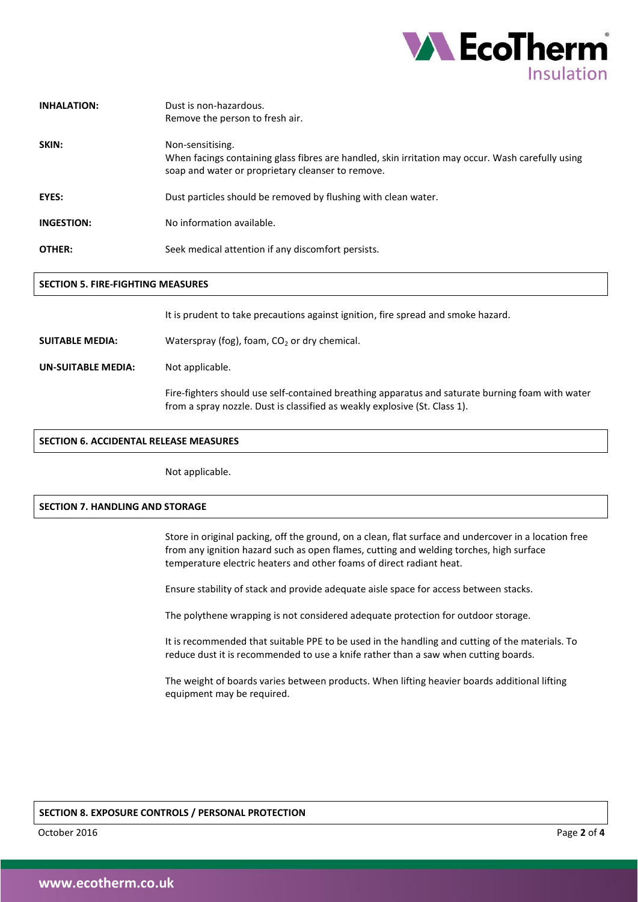**INHALATION:** Dust is non-hazardous.
Remove the person to fresh air.

**SKIN:** Non-sensitising.
When facings containing glass fibres are handled, skin irritation may occur. Wash carefully using soap and water or proprietary cleanser to remove.

**EYES:** Dust particles should be removed by flushing with clean water.

**INGESTION:** No information available.

**OTHER:** Seek medical attention if any discomfort persists.

## SECTION 5. FIRE-FIGHTING MEASURES

It is prudent to take precautions against ignition, fire spread and smoke hazard.

**SUITABLE MEDIA:** Waterspray (fog), foam, $CO_2$ or dry chemical.

**UN-SUITABLE MEDIA:** Not applicable.

Fire-fighters should use self-contained breathing apparatus and saturate burning foam with water from a spray nozzle. Dust is classified as weakly explosive (St. Class 1).

## SECTION 6. ACCIDENTAL RELEASE MEASURES

Not applicable.

## SECTION 7. HANDLING AND STORAGE

Store in original packing, off the ground, on a clean, flat surface and undercover in a location free from any ignition hazard such as open flames, cutting and welding torches, high surface temperature electric heaters and other foams of direct radiant heat.

Ensure stability of stack and provide adequate aisle space for access between stacks.

The polythene wrapping is not considered adequate protection for outdoor storage.

It is recommended that suitable PPE to be used in the handling and cutting of the materials. To reduce dust it is recommended to use a knife rather than a saw when cutting boards.

The weight of boards varies between products. When lifting heavier boards additional lifting equipment may be required.

## SECTION 8. EXPOSURE CONTROLS / PERSONAL PROTECTION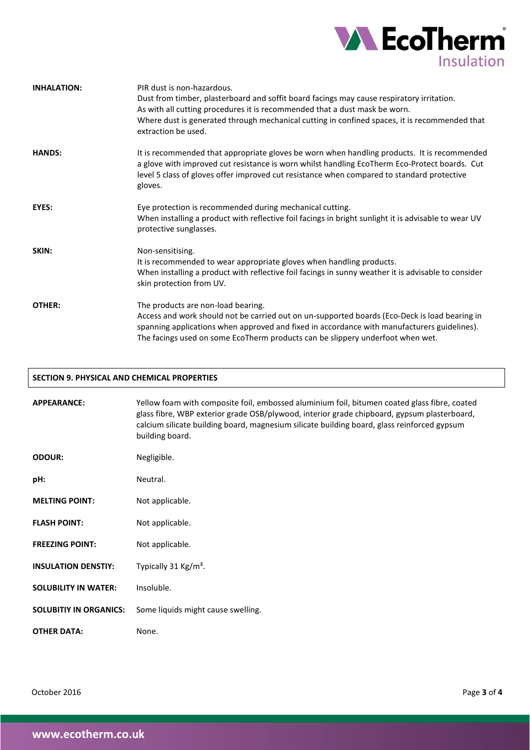**INHALATION:** PIR dust is non-hazardous.
Dust from timber, plasterboard and soffit board facings may cause respiratory irritation.
As with all cutting procedures it is recommended that a dust mask be worn.
Where dust is generated through mechanical cutting in confined spaces, it is recommended that extraction be used.

**HANDS:** It is recommended that appropriate gloves be worn when handling products. It is recommended a glove with improved cut resistance is worn whilst handling EcoTherm Eco-Protect boards. Cut level 5 class of gloves offer improved cut resistance when compared to standard protective gloves.

**EYES:** Eye protection is recommended during mechanical cutting.
When installing a product with reflective foil facings in bright sunlight it is advisable to wear UV protective sunglasses.

**SKIN:** Non-sensitising.
It is recommended to wear appropriate gloves when handling products.
When installing a product with reflective foil facings in sunny weather it is advisable to consider skin protection from UV.

**OTHER:** The products are non-load bearing.
Access and work should not be carried out on un-supported boards (Eco-Deck is load bearing in spanning applications when approved and fixed in accordance with manufacturers guidelines).
The facings used on some EcoTherm products can be slippery underfoot when wet.

## SECTION 9. PHYSICAL AND CHEMICAL PROPERTIES

**APPEARANCE:** Yellow foam with composite foil, embossed aluminium foil, bitumen coated glass fibre, coated glass fibre, WBP exterior grade OSB/plywood, interior grade chipboard, gypsum plasterboard, calcium silicate building board, magnesium silicate building board, glass reinforced gypsum building board.

**ODOUR:** Negligible.

**pH:** Neutral.

**MELTING POINT:** Not applicable.

**FLASH POINT:** Not applicable.

**FREEZING POINT:** Not applicable.

**INSULATION DENSTIY:** Typically 31 Kg/m³.

**SOLUBILITY IN WATER:** Insoluble.

**SOLUBITIY IN ORGANICS:** Some liquids might cause swelling.

**OTHER DATA:** None.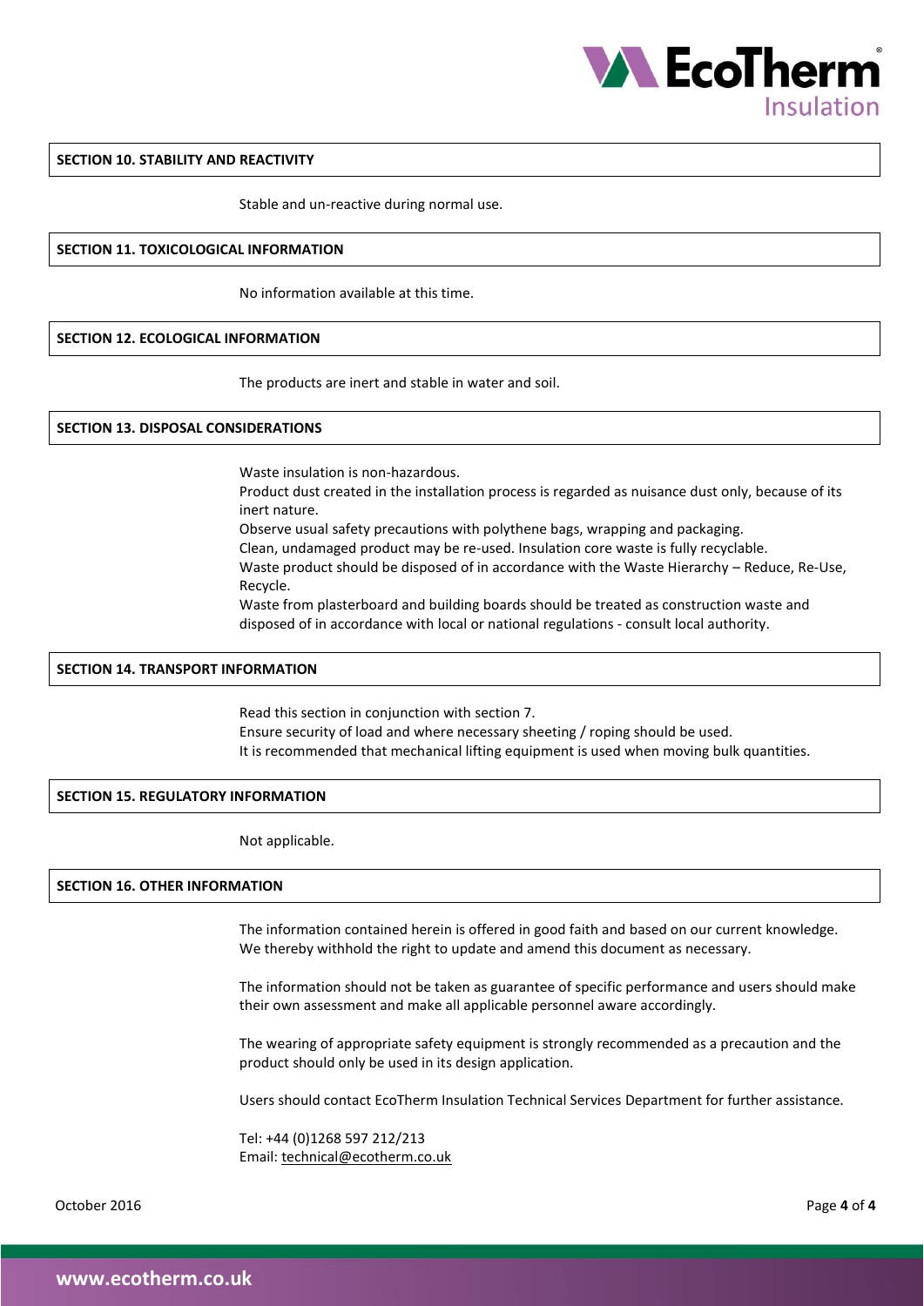## SECTION 10. STABILITY AND REACTIVITY

Stable and un-reactive during normal use.

## SECTION 11. TOXICOLOGICAL INFORMATION

No information available at this time.

## SECTION 12. ECOLOGICAL INFORMATION

The products are inert and stable in water and soil.

## SECTION 13. DISPOSAL CONSIDERATIONS

Waste insulation is non-hazardous.
Product dust created in the installation process is regarded as nuisance dust only, because of its inert nature.
Observe usual safety precautions with polythene bags, wrapping and packaging.
Clean, undamaged product may be re-used. Insulation core waste is fully recyclable.
Waste product should be disposed of in accordance with the Waste Hierarchy – Reduce, Re-Use, Recycle.
Waste from plasterboard and building boards should be treated as construction waste and disposed of in accordance with local or national regulations - consult local authority.

## SECTION 14. TRANSPORT INFORMATION

Read this section in conjunction with section 7.
Ensure security of load and where necessary sheeting / roping should be used.
It is recommended that mechanical lifting equipment is used when moving bulk quantities.

## SECTION 15. REGULATORY INFORMATION

Not applicable.

## SECTION 16. OTHER INFORMATION

The information contained herein is offered in good faith and based on our current knowledge. We thereby withhold the right to update and amend this document as necessary.

The information should not be taken as guarantee of specific performance and users should make their own assessment and make all applicable personnel aware accordingly.

The wearing of appropriate safety equipment is strongly recommended as a precaution and the product should only be used in its design application.

Users should contact EcoTherm Insulation Technical Services Department for further assistance.

Tel: +44 (0)1268 597 212/213
Email: technical@ecotherm.co.uk

October 2016